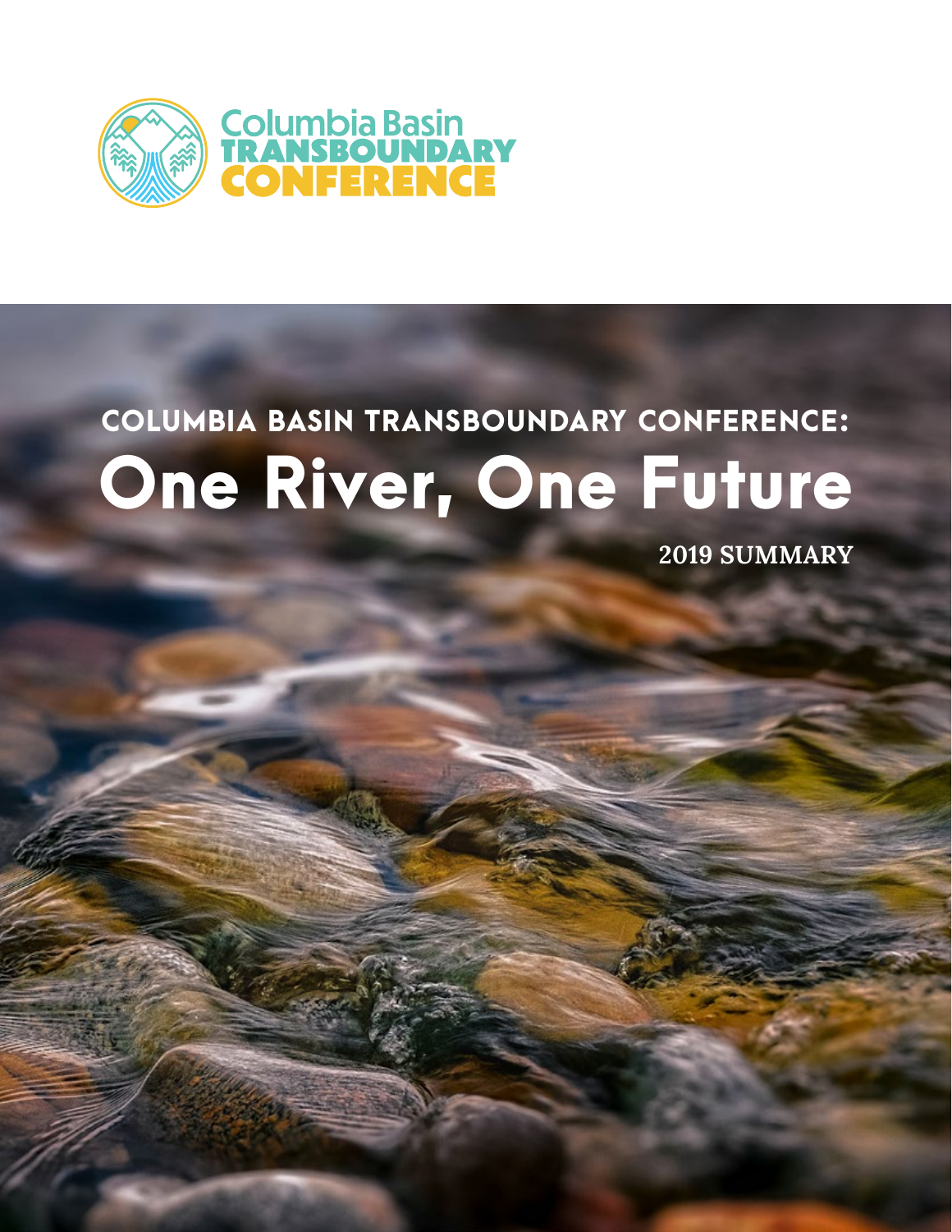Columbia Basin
TRANSBOUNDARY
CONFERENCE

## COLUMBIA BASIN TRANSBOUNDARY CONFERENCE:

# One River, One Future

2019 SUMMARY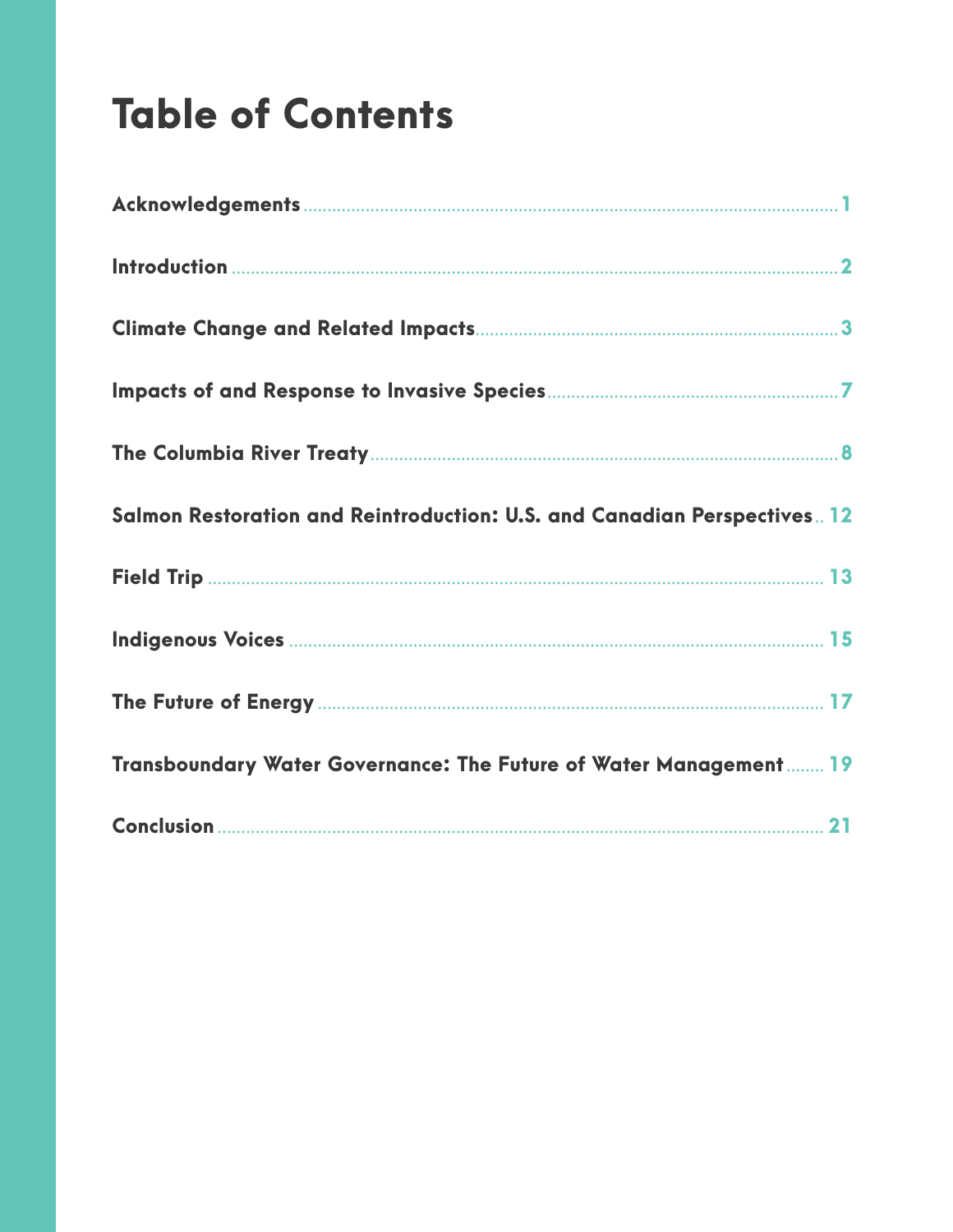# Table of Contents

| Section | Page |
| --- | --- |
| **Acknowledgements** | 1 |
| **Introduction** | 2 |
| **Climate Change and Related Impacts** | 3 |
| **Impacts of and Response to Invasive Species** | 7 |
| **The Columbia River Treaty** | 8 |
| **Salmon Restoration and Reintroduction: U.S. and Canadian Perspectives** | 12 |
| **Field Trip** | 13 |
| **Indigenous Voices** | 15 |
| **The Future of Energy** | 17 |
| **Transboundary Water Governance: The Future of Water Management** | 19 |
| **Conclusion** | 21 |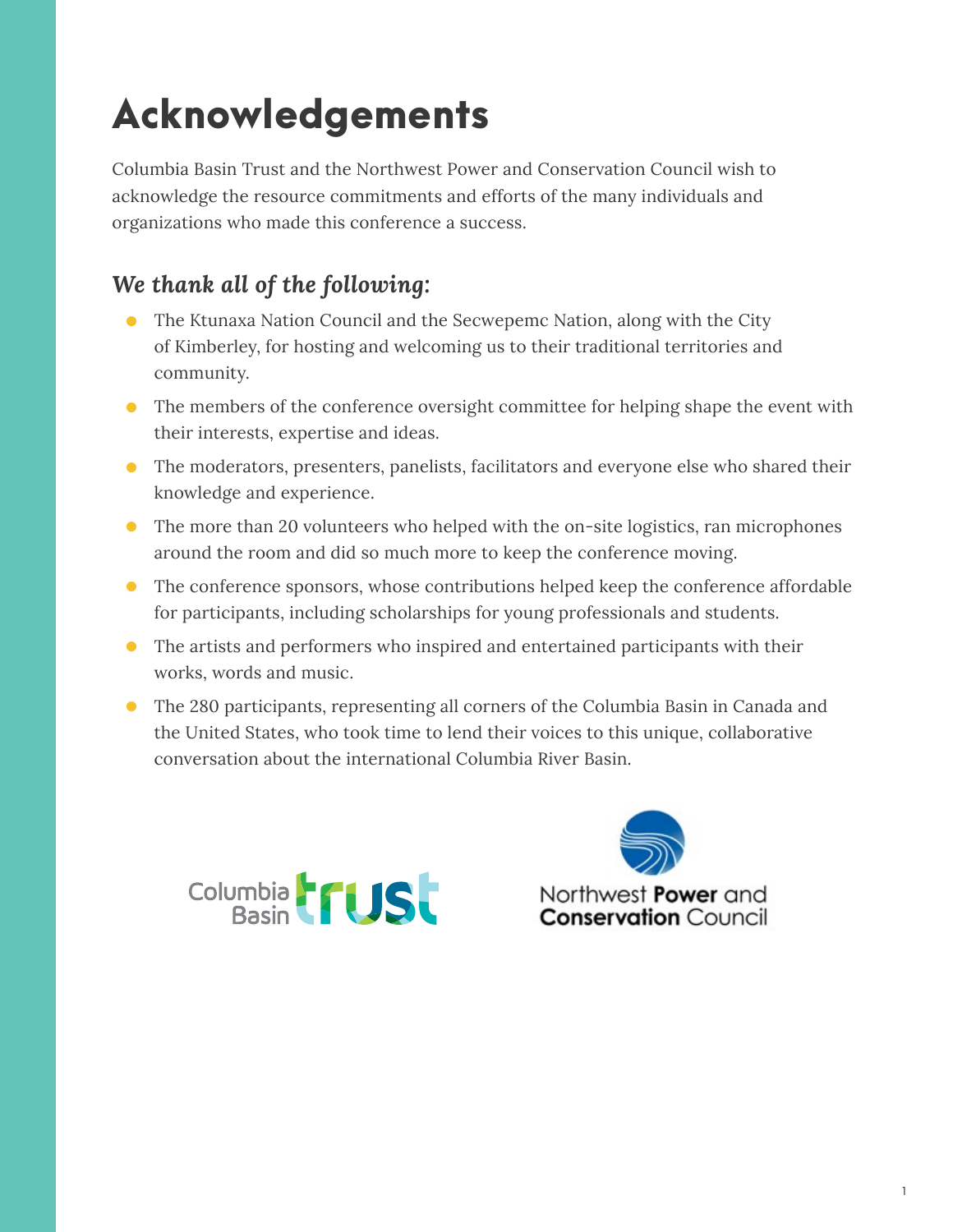# Acknowledgements

Columbia Basin Trust and the Northwest Power and Conservation Council wish to acknowledge the resource commitments and efforts of the many individuals and organizations who made this conference a success.

## *We thank all of the following:*

- The Ktunaxa Nation Council and the Secwepemc Nation, along with the City of Kimberley, for hosting and welcoming us to their traditional territories and community.
- The members of the conference oversight committee for helping shape the event with their interests, expertise and ideas.
- The moderators, presenters, panelists, facilitators and everyone else who shared their knowledge and experience.
- The more than 20 volunteers who helped with the on-site logistics, ran microphones around the room and did so much more to keep the conference moving.
- The conference sponsors, whose contributions helped keep the conference affordable for participants, including scholarships for young professionals and students.
- The artists and performers who inspired and entertained participants with their works, words and music.
- The 280 participants, representing all corners of the Columbia Basin in Canada and the United States, who took time to lend their voices to this unique, collaborative conversation about the international Columbia River Basin.

Columbia Basin trust

Northwest **Power** and **Conservation** Council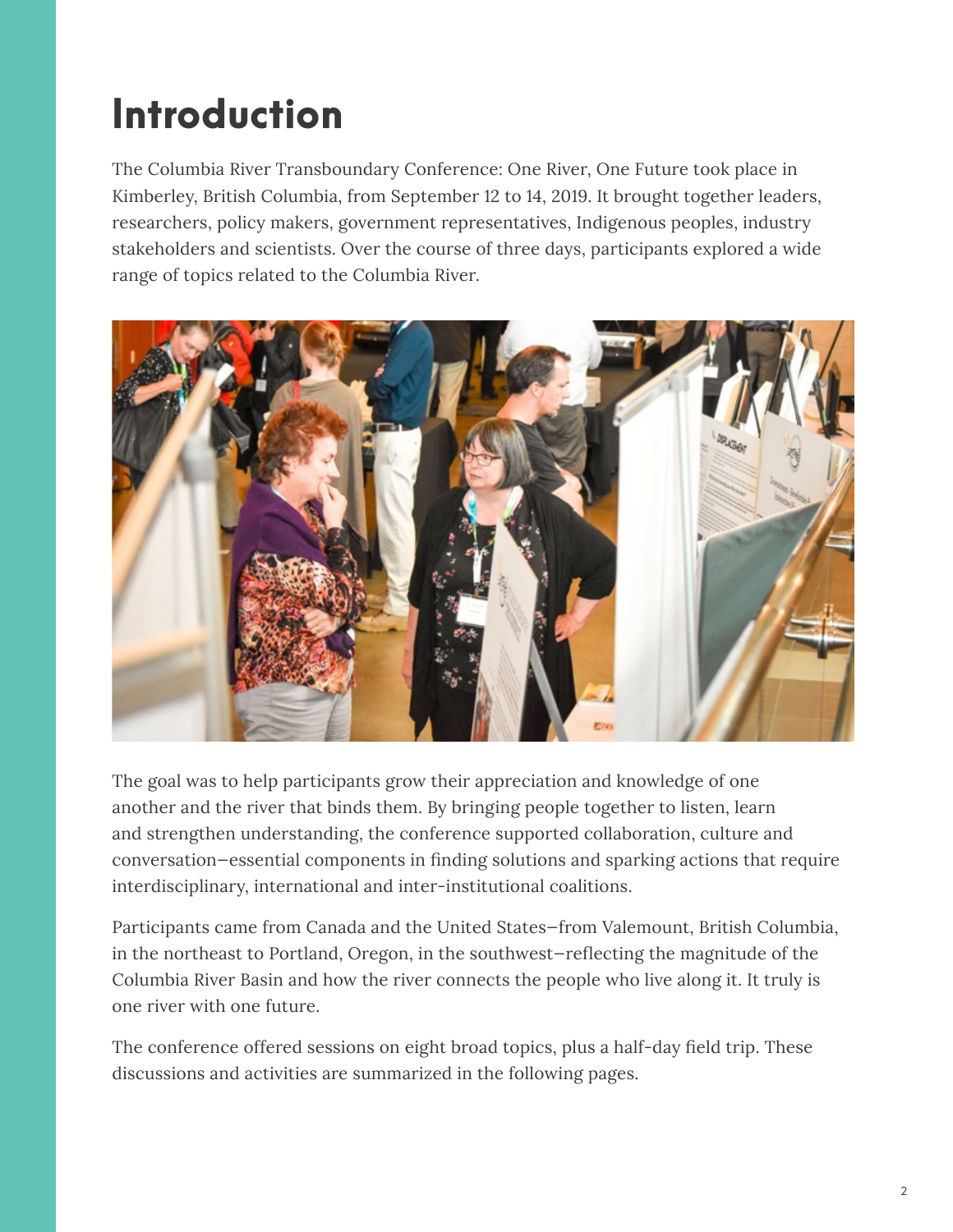# Introduction

The Columbia River Transboundary Conference: One River, One Future took place in Kimberley, British Columbia, from September 12 to 14, 2019. It brought together leaders, researchers, policy makers, government representatives, Indigenous peoples, industry stakeholders and scientists. Over the course of three days, participants explored a wide range of topics related to the Columbia River.

The goal was to help participants grow their appreciation and knowledge of one another and the river that binds them. By bringing people together to listen, learn and strengthen understanding, the conference supported collaboration, culture and conversation—essential components in finding solutions and sparking actions that require interdisciplinary, international and inter-institutional coalitions.

Participants came from Canada and the United States—from Valemount, British Columbia, in the northeast to Portland, Oregon, in the southwest—reflecting the magnitude of the Columbia River Basin and how the river connects the people who live along it. It truly is one river with one future.

The conference offered sessions on eight broad topics, plus a half-day field trip. These discussions and activities are summarized in the following pages.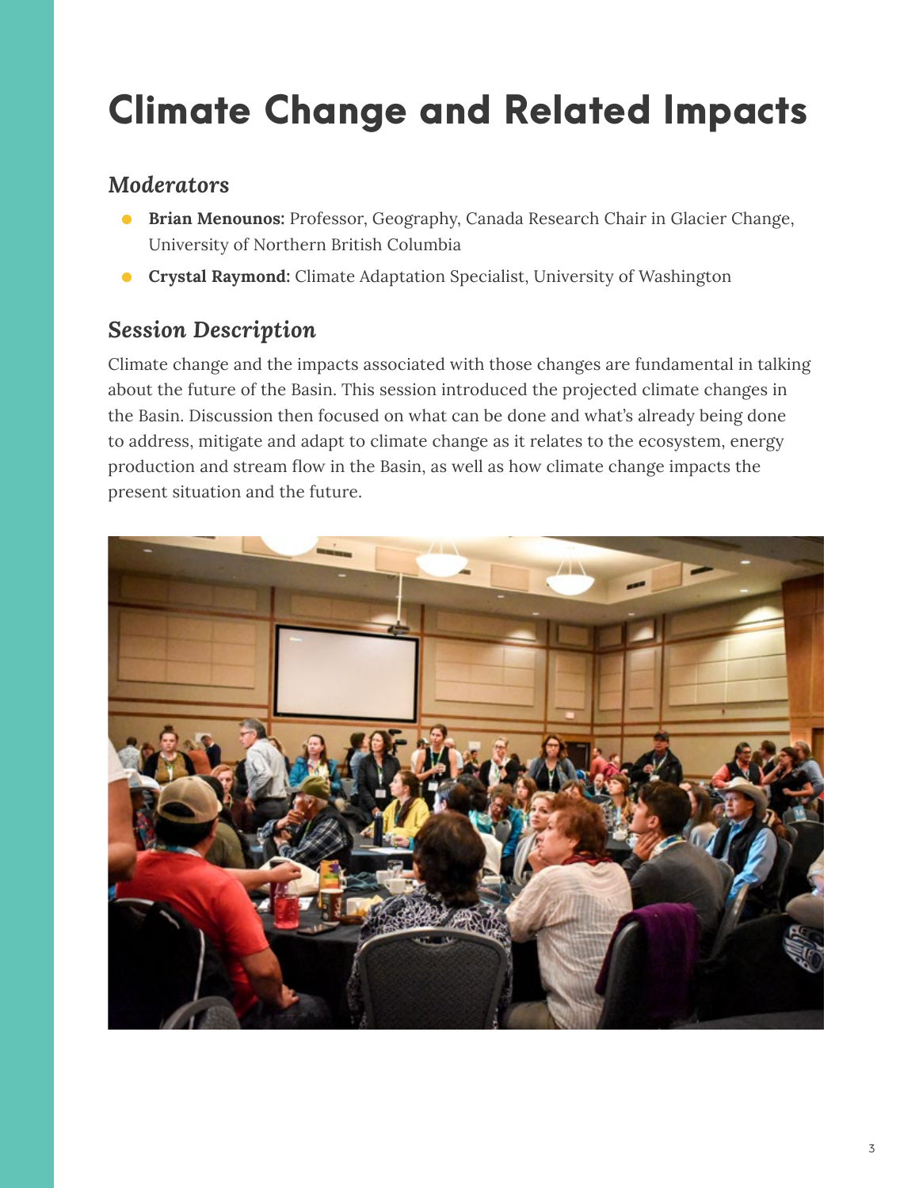# Climate Change and Related Impacts

## *Moderators*

- **Brian Menounos:** Professor, Geography, Canada Research Chair in Glacier Change, University of Northern British Columbia
- **Crystal Raymond:** Climate Adaptation Specialist, University of Washington

## *Session Description*

Climate change and the impacts associated with those changes are fundamental in talking about the future of the Basin. This session introduced the projected climate changes in the Basin. Discussion then focused on what can be done and what's already being done to address, mitigate and adapt to climate change as it relates to the ecosystem, energy production and stream flow in the Basin, as well as how climate change impacts the present situation and the future.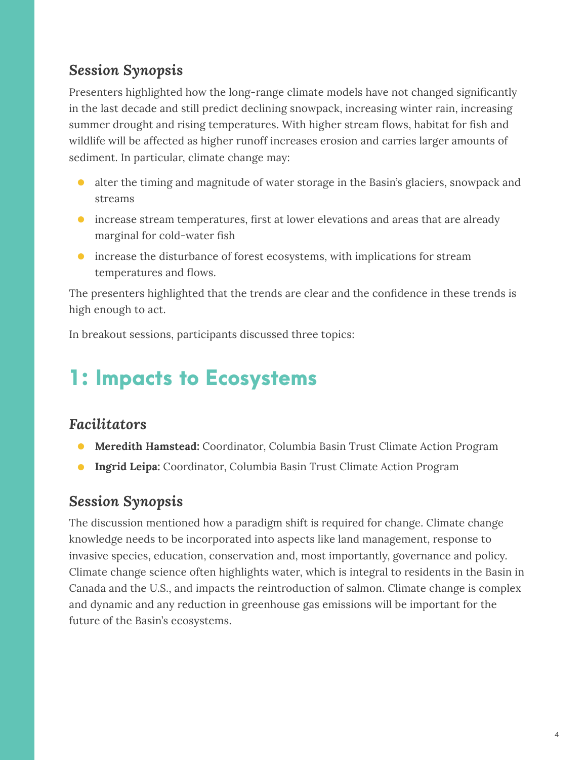### *Session Synopsis*

Presenters highlighted how the long-range climate models have not changed significantly in the last decade and still predict declining snowpack, increasing winter rain, increasing summer drought and rising temperatures. With higher stream flows, habitat for fish and wildlife will be affected as higher runoff increases erosion and carries larger amounts of sediment. In particular, climate change may:

- alter the timing and magnitude of water storage in the Basin's glaciers, snowpack and streams
- increase stream temperatures, first at lower elevations and areas that are already marginal for cold-water fish
- increase the disturbance of forest ecosystems, with implications for stream temperatures and flows.

The presenters highlighted that the trends are clear and the confidence in these trends is high enough to act.

In breakout sessions, participants discussed three topics:

## 1: Impacts to Ecosystems

### *Facilitators*

- **Meredith Hamstead:** Coordinator, Columbia Basin Trust Climate Action Program
- **Ingrid Leipa:** Coordinator, Columbia Basin Trust Climate Action Program

### *Session Synopsis*

The discussion mentioned how a paradigm shift is required for change. Climate change knowledge needs to be incorporated into aspects like land management, response to invasive species, education, conservation and, most importantly, governance and policy. Climate change science often highlights water, which is integral to residents in the Basin in Canada and the U.S., and impacts the reintroduction of salmon. Climate change is complex and dynamic and any reduction in greenhouse gas emissions will be important for the future of the Basin's ecosystems.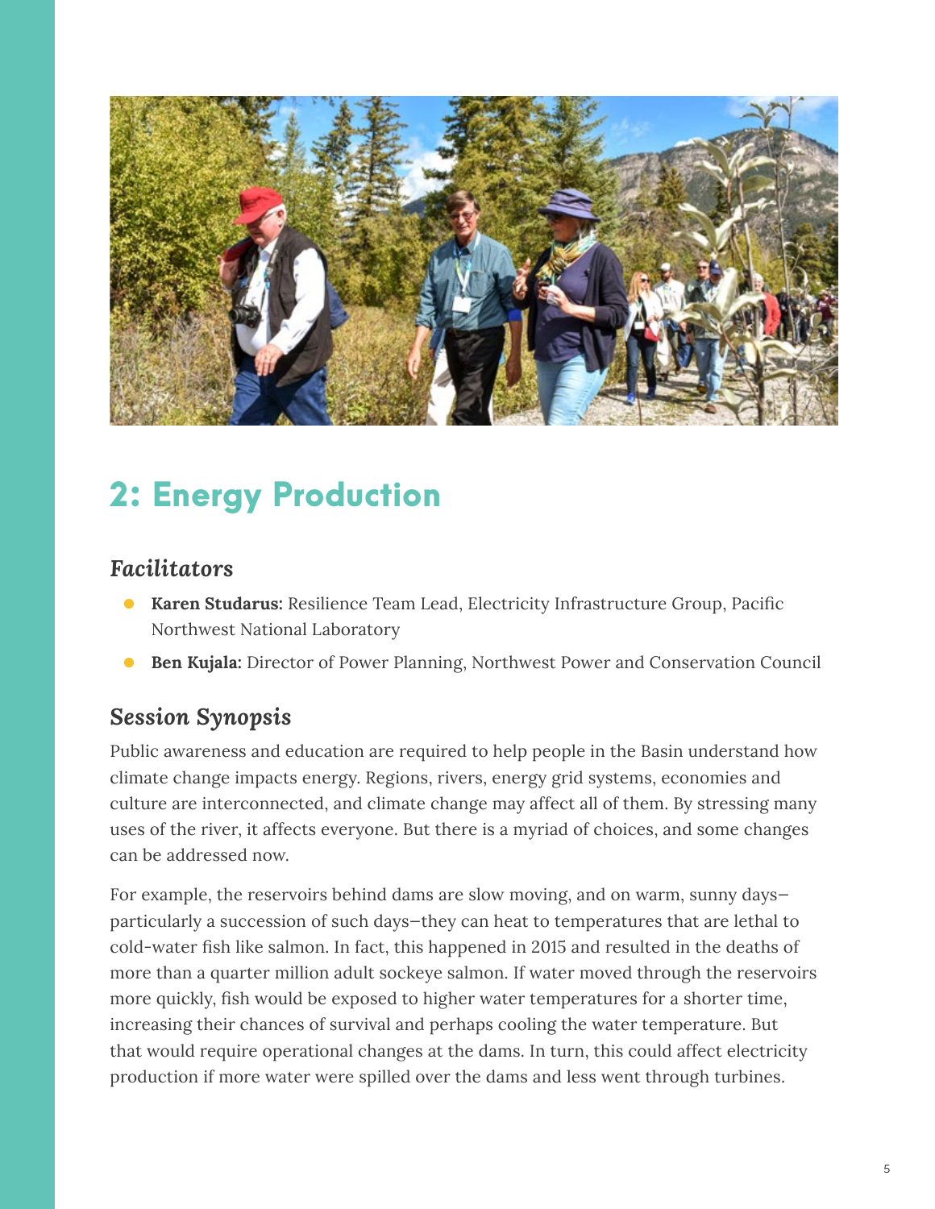## 2: Energy Production

### *Facilitators*

- **Karen Studarus:** Resilience Team Lead, Electricity Infrastructure Group, Pacific Northwest National Laboratory
- **Ben Kujala:** Director of Power Planning, Northwest Power and Conservation Council

### *Session Synopsis*

Public awareness and education are required to help people in the Basin understand how climate change impacts energy. Regions, rivers, energy grid systems, economies and culture are interconnected, and climate change may affect all of them. By stressing many uses of the river, it affects everyone. But there is a myriad of choices, and some changes can be addressed now.

For example, the reservoirs behind dams are slow moving, and on warm, sunny days—particularly a succession of such days—they can heat to temperatures that are lethal to cold-water fish like salmon. In fact, this happened in 2015 and resulted in the deaths of more than a quarter million adult sockeye salmon. If water moved through the reservoirs more quickly, fish would be exposed to higher water temperatures for a shorter time, increasing their chances of survival and perhaps cooling the water temperature. But that would require operational changes at the dams. In turn, this could affect electricity production if more water were spilled over the dams and less went through turbines.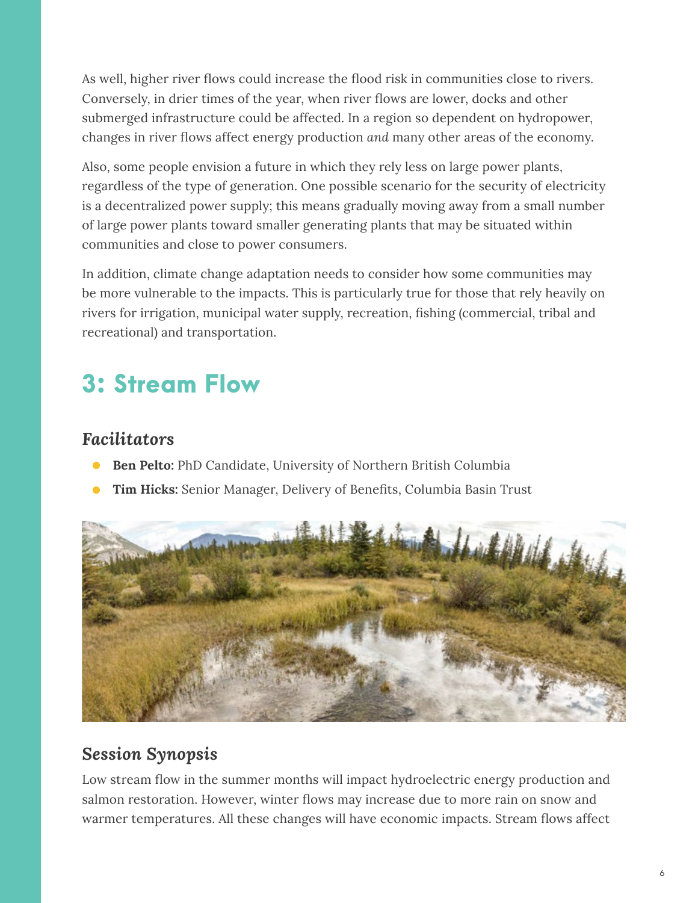As well, higher river flows could increase the flood risk in communities close to rivers. Conversely, in drier times of the year, when river flows are lower, docks and other submerged infrastructure could be affected. In a region so dependent on hydropower, changes in river flows affect energy production *and* many other areas of the economy.

Also, some people envision a future in which they rely less on large power plants, regardless of the type of generation. One possible scenario for the security of electricity is a decentralized power supply; this means gradually moving away from a small number of large power plants toward smaller generating plants that may be situated within communities and close to power consumers.

In addition, climate change adaptation needs to consider how some communities may be more vulnerable to the impacts. This is particularly true for those that rely heavily on rivers for irrigation, municipal water supply, recreation, fishing (commercial, tribal and recreational) and transportation.

## 3: Stream Flow

### *Facilitators*

- **Ben Pelto:** PhD Candidate, University of Northern British Columbia
- **Tim Hicks:** Senior Manager, Delivery of Benefits, Columbia Basin Trust

### *Session Synopsis*

Low stream flow in the summer months will impact hydroelectric energy production and salmon restoration. However, winter flows may increase due to more rain on snow and warmer temperatures. All these changes will have economic impacts. Stream flows affect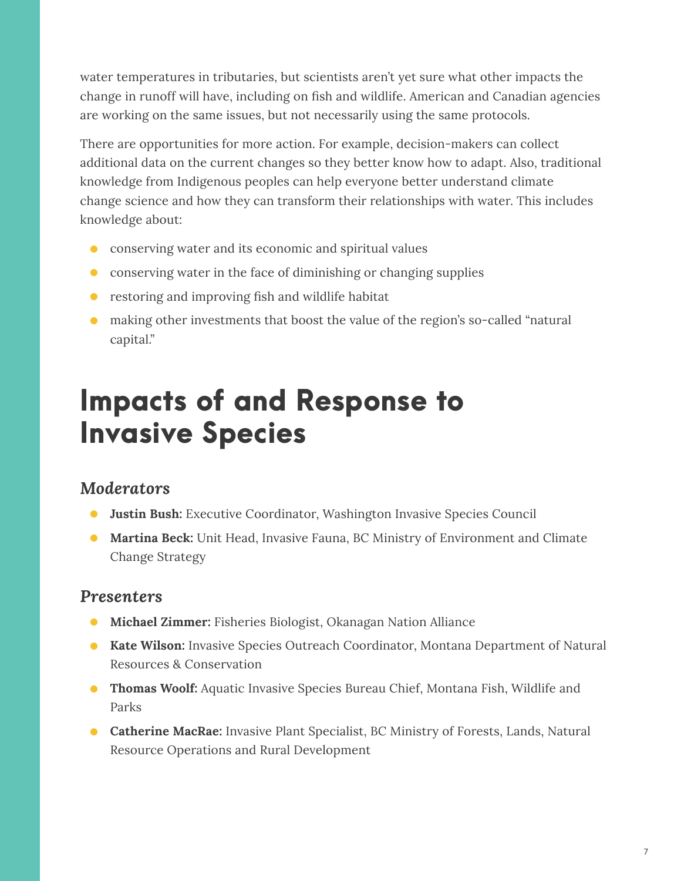water temperatures in tributaries, but scientists aren't yet sure what other impacts the change in runoff will have, including on fish and wildlife. American and Canadian agencies are working on the same issues, but not necessarily using the same protocols.

There are opportunities for more action. For example, decision-makers can collect additional data on the current changes so they better know how to adapt. Also, traditional knowledge from Indigenous peoples can help everyone better understand climate change science and how they can transform their relationships with water. This includes knowledge about:

- conserving water and its economic and spiritual values
- conserving water in the face of diminishing or changing supplies
- restoring and improving fish and wildlife habitat
- making other investments that boost the value of the region's so-called "natural capital."

# Impacts of and Response to Invasive Species

### *Moderators*

- **Justin Bush:** Executive Coordinator, Washington Invasive Species Council
- **Martina Beck:** Unit Head, Invasive Fauna, BC Ministry of Environment and Climate Change Strategy

### *Presenters*

- **Michael Zimmer:** Fisheries Biologist, Okanagan Nation Alliance
- **Kate Wilson:** Invasive Species Outreach Coordinator, Montana Department of Natural Resources & Conservation
- **Thomas Woolf:** Aquatic Invasive Species Bureau Chief, Montana Fish, Wildlife and Parks
- **Catherine MacRae:** Invasive Plant Specialist, BC Ministry of Forests, Lands, Natural Resource Operations and Rural Development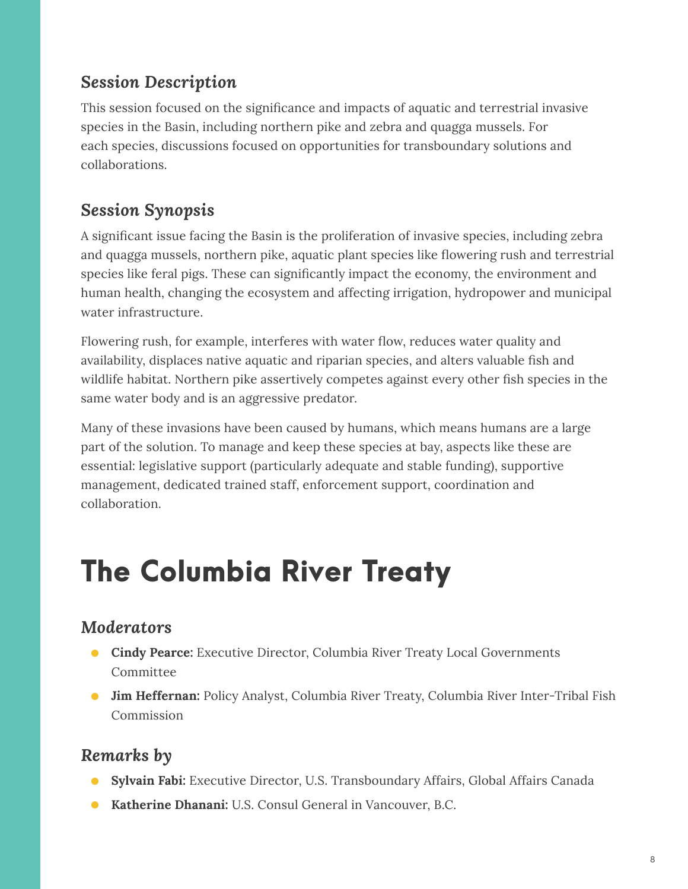### *Session Description*

This session focused on the significance and impacts of aquatic and terrestrial invasive species in the Basin, including northern pike and zebra and quagga mussels. For each species, discussions focused on opportunities for transboundary solutions and collaborations.

### *Session Synopsis*

A significant issue facing the Basin is the proliferation of invasive species, including zebra and quagga mussels, northern pike, aquatic plant species like flowering rush and terrestrial species like feral pigs. These can significantly impact the economy, the environment and human health, changing the ecosystem and affecting irrigation, hydropower and municipal water infrastructure.

Flowering rush, for example, interferes with water flow, reduces water quality and availability, displaces native aquatic and riparian species, and alters valuable fish and wildlife habitat. Northern pike assertively competes against every other fish species in the same water body and is an aggressive predator.

Many of these invasions have been caused by humans, which means humans are a large part of the solution. To manage and keep these species at bay, aspects like these are essential: legislative support (particularly adequate and stable funding), supportive management, dedicated trained staff, enforcement support, coordination and collaboration.

## The Columbia River Treaty

### *Moderators*

- **Cindy Pearce:** Executive Director, Columbia River Treaty Local Governments Committee
- **Jim Heffernan:** Policy Analyst, Columbia River Treaty, Columbia River Inter-Tribal Fish Commission

### *Remarks by*

- **Sylvain Fabi:** Executive Director, U.S. Transboundary Affairs, Global Affairs Canada
- **Katherine Dhanani:** U.S. Consul General in Vancouver, B.C.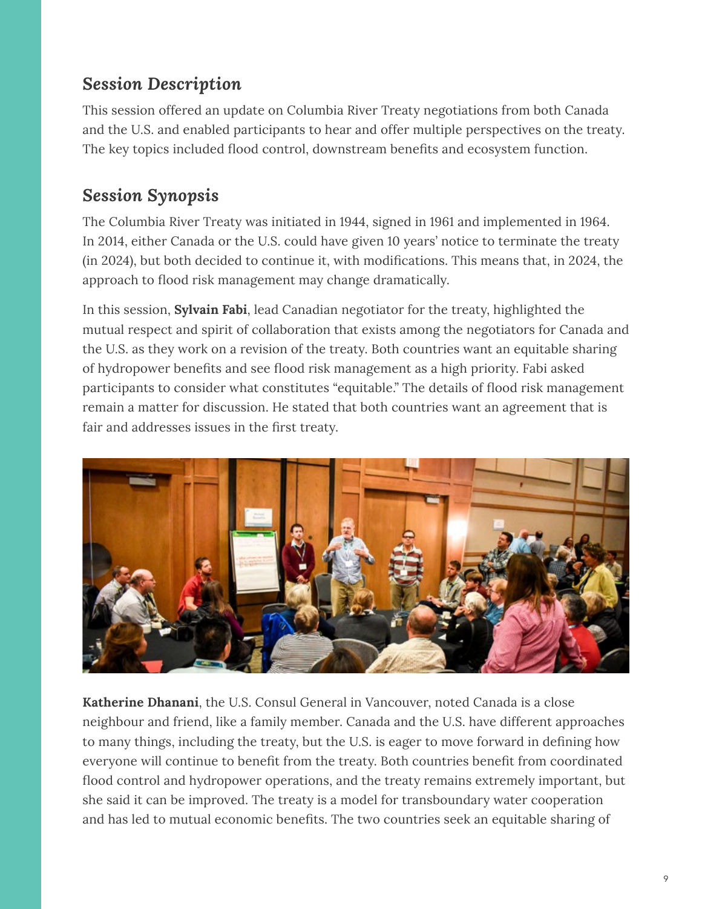## *Session Description*

This session offered an update on Columbia River Treaty negotiations from both Canada and the U.S. and enabled participants to hear and offer multiple perspectives on the treaty. The key topics included flood control, downstream benefits and ecosystem function.

## *Session Synopsis*

The Columbia River Treaty was initiated in 1944, signed in 1961 and implemented in 1964. In 2014, either Canada or the U.S. could have given 10 years' notice to terminate the treaty (in 2024), but both decided to continue it, with modifications. This means that, in 2024, the approach to flood risk management may change dramatically.

In this session, **Sylvain Fabi**, lead Canadian negotiator for the treaty, highlighted the mutual respect and spirit of collaboration that exists among the negotiators for Canada and the U.S. as they work on a revision of the treaty. Both countries want an equitable sharing of hydropower benefits and see flood risk management as a high priority. Fabi asked participants to consider what constitutes "equitable." The details of flood risk management remain a matter for discussion. He stated that both countries want an agreement that is fair and addresses issues in the first treaty.

**Katherine Dhanani**, the U.S. Consul General in Vancouver, noted Canada is a close neighbour and friend, like a family member. Canada and the U.S. have different approaches to many things, including the treaty, but the U.S. is eager to move forward in defining how everyone will continue to benefit from the treaty. Both countries benefit from coordinated flood control and hydropower operations, and the treaty remains extremely important, but she said it can be improved. The treaty is a model for transboundary water cooperation and has led to mutual economic benefits. The two countries seek an equitable sharing of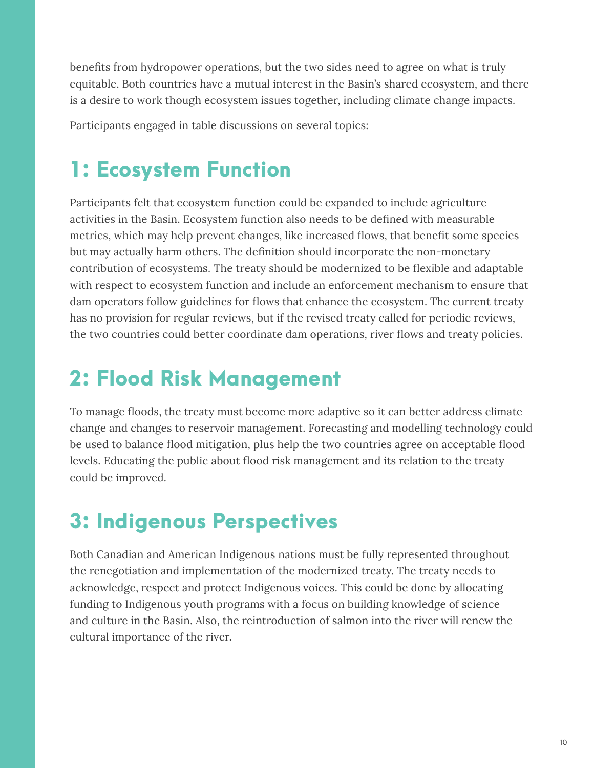benefits from hydropower operations, but the two sides need to agree on what is truly equitable. Both countries have a mutual interest in the Basin's shared ecosystem, and there is a desire to work though ecosystem issues together, including climate change impacts.

Participants engaged in table discussions on several topics:

## 1: Ecosystem Function

Participants felt that ecosystem function could be expanded to include agriculture activities in the Basin. Ecosystem function also needs to be defined with measurable metrics, which may help prevent changes, like increased flows, that benefit some species but may actually harm others. The definition should incorporate the non-monetary contribution of ecosystems. The treaty should be modernized to be flexible and adaptable with respect to ecosystem function and include an enforcement mechanism to ensure that dam operators follow guidelines for flows that enhance the ecosystem. The current treaty has no provision for regular reviews, but if the revised treaty called for periodic reviews, the two countries could better coordinate dam operations, river flows and treaty policies.

## 2: Flood Risk Management

To manage floods, the treaty must become more adaptive so it can better address climate change and changes to reservoir management. Forecasting and modelling technology could be used to balance flood mitigation, plus help the two countries agree on acceptable flood levels. Educating the public about flood risk management and its relation to the treaty could be improved.

## 3: Indigenous Perspectives

Both Canadian and American Indigenous nations must be fully represented throughout the renegotiation and implementation of the modernized treaty. The treaty needs to acknowledge, respect and protect Indigenous voices. This could be done by allocating funding to Indigenous youth programs with a focus on building knowledge of science and culture in the Basin. Also, the reintroduction of salmon into the river will renew the cultural importance of the river.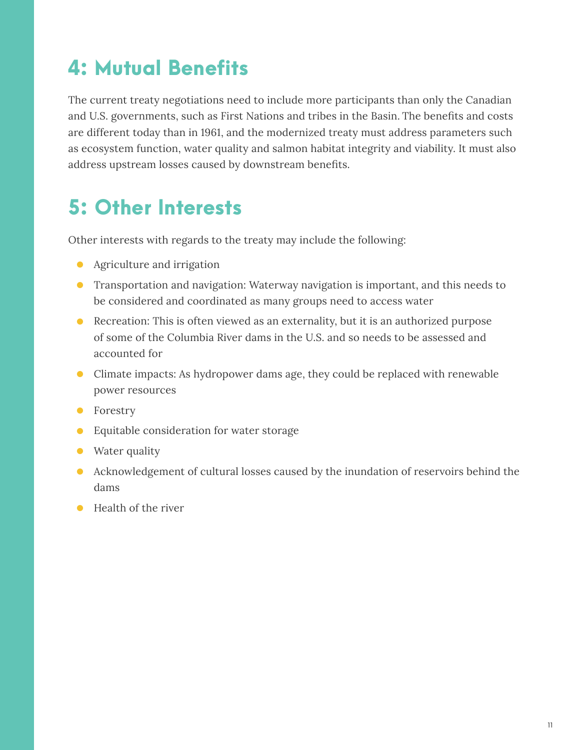## 4: Mutual Benefits

The current treaty negotiations need to include more participants than only the Canadian and U.S. governments, such as First Nations and tribes in the Basin. The benefits and costs are different today than in 1961, and the modernized treaty must address parameters such as ecosystem function, water quality and salmon habitat integrity and viability. It must also address upstream losses caused by downstream benefits.

## 5: Other Interests

Other interests with regards to the treaty may include the following:

- Agriculture and irrigation
- Transportation and navigation: Waterway navigation is important, and this needs to be considered and coordinated as many groups need to access water
- Recreation: This is often viewed as an externality, but it is an authorized purpose of some of the Columbia River dams in the U.S. and so needs to be assessed and accounted for
- Climate impacts: As hydropower dams age, they could be replaced with renewable power resources
- Forestry
- Equitable consideration for water storage
- Water quality
- Acknowledgement of cultural losses caused by the inundation of reservoirs behind the dams
- Health of the river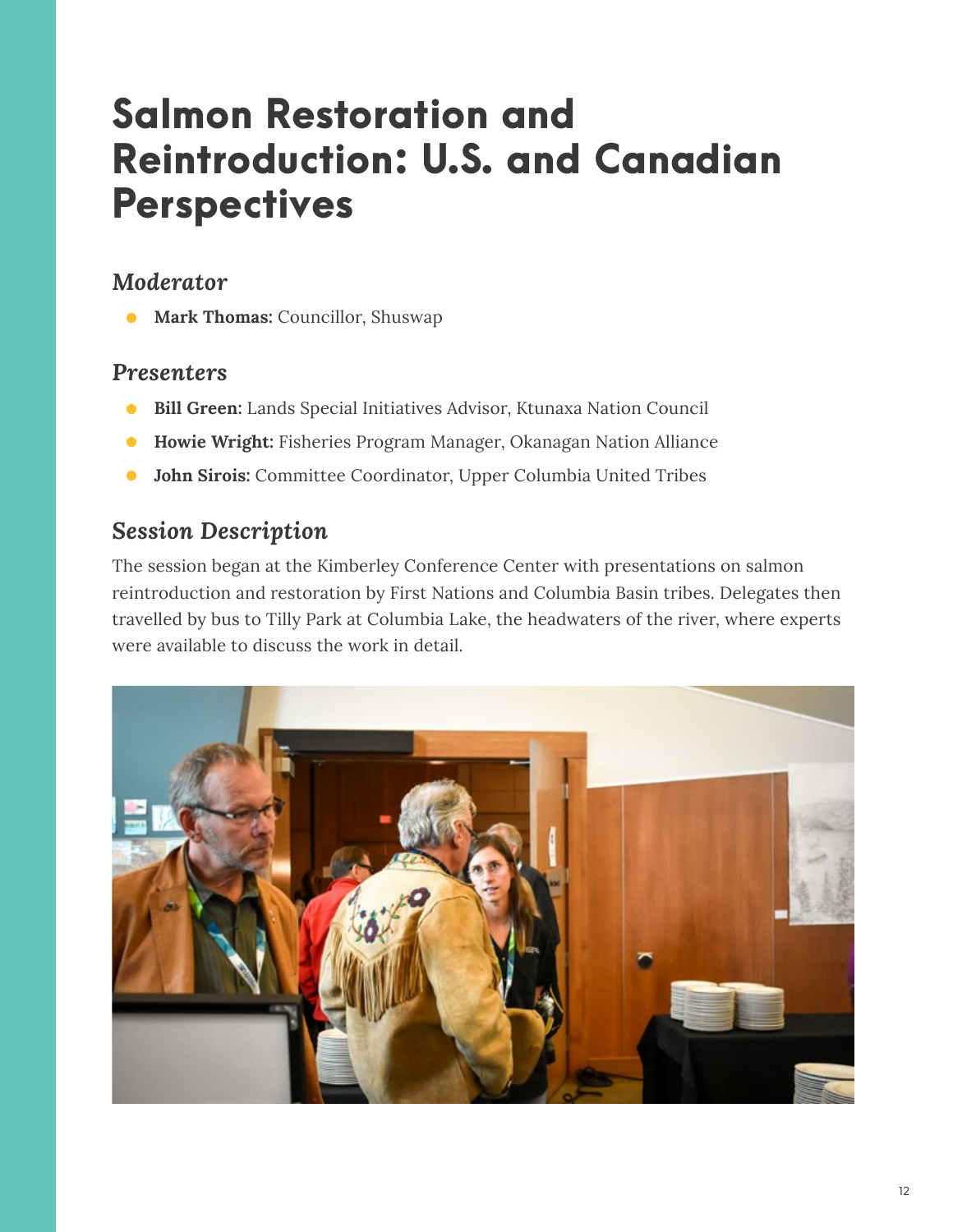# Salmon Restoration and Reintroduction: U.S. and Canadian Perspectives

### *Moderator*

- **Mark Thomas:** Councillor, Shuswap

### *Presenters*

- **Bill Green:** Lands Special Initiatives Advisor, Ktunaxa Nation Council
- **Howie Wright:** Fisheries Program Manager, Okanagan Nation Alliance
- **John Sirois:** Committee Coordinator, Upper Columbia United Tribes

### *Session Description*

The session began at the Kimberley Conference Center with presentations on salmon reintroduction and restoration by First Nations and Columbia Basin tribes. Delegates then travelled by bus to Tilly Park at Columbia Lake, the headwaters of the river, where experts were available to discuss the work in detail.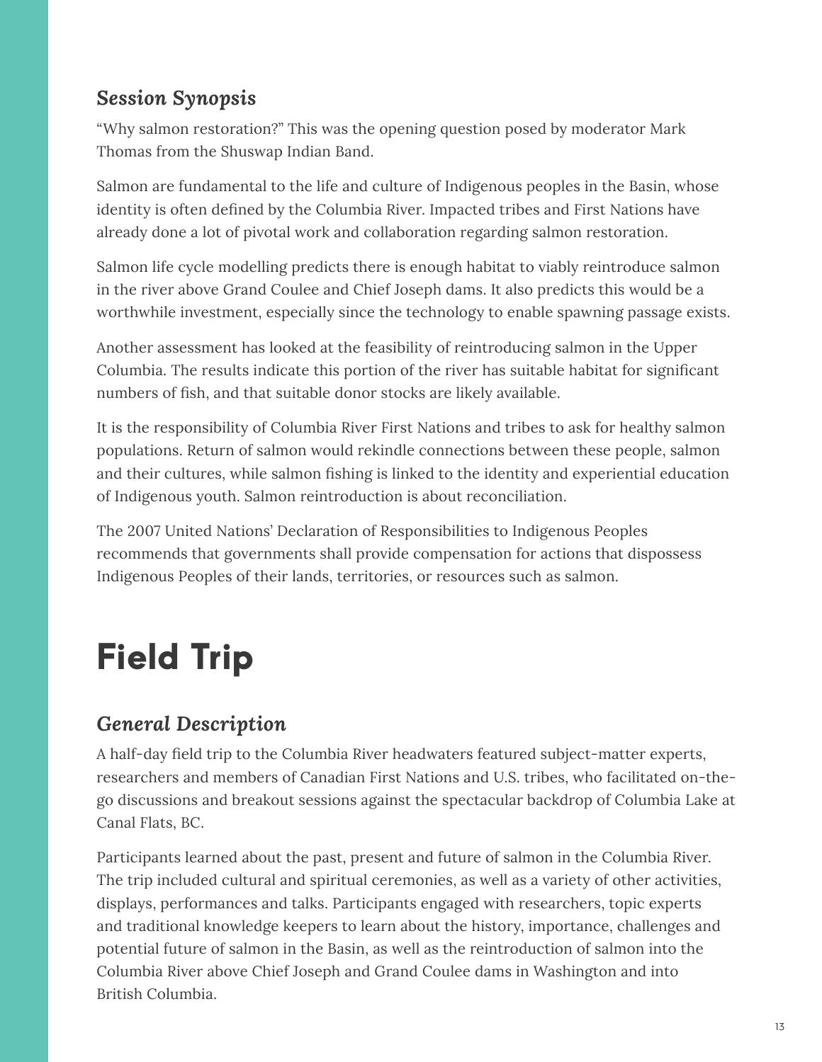### *Session Synopsis*

"Why salmon restoration?" This was the opening question posed by moderator Mark Thomas from the Shuswap Indian Band.

Salmon are fundamental to the life and culture of Indigenous peoples in the Basin, whose identity is often defined by the Columbia River. Impacted tribes and First Nations have already done a lot of pivotal work and collaboration regarding salmon restoration.

Salmon life cycle modelling predicts there is enough habitat to viably reintroduce salmon in the river above Grand Coulee and Chief Joseph dams. It also predicts this would be a worthwhile investment, especially since the technology to enable spawning passage exists.

Another assessment has looked at the feasibility of reintroducing salmon in the Upper Columbia. The results indicate this portion of the river has suitable habitat for significant numbers of fish, and that suitable donor stocks are likely available.

It is the responsibility of Columbia River First Nations and tribes to ask for healthy salmon populations. Return of salmon would rekindle connections between these people, salmon and their cultures, while salmon fishing is linked to the identity and experiential education of Indigenous youth. Salmon reintroduction is about reconciliation.

The 2007 United Nations' Declaration of Responsibilities to Indigenous Peoples recommends that governments shall provide compensation for actions that dispossess Indigenous Peoples of their lands, territories, or resources such as salmon.

# Field Trip

### *General Description*

A half-day field trip to the Columbia River headwaters featured subject-matter experts, researchers and members of Canadian First Nations and U.S. tribes, who facilitated on-the-go discussions and breakout sessions against the spectacular backdrop of Columbia Lake at Canal Flats, BC.

Participants learned about the past, present and future of salmon in the Columbia River. The trip included cultural and spiritual ceremonies, as well as a variety of other activities, displays, performances and talks. Participants engaged with researchers, topic experts and traditional knowledge keepers to learn about the history, importance, challenges and potential future of salmon in the Basin, as well as the reintroduction of salmon into the Columbia River above Chief Joseph and Grand Coulee dams in Washington and into British Columbia.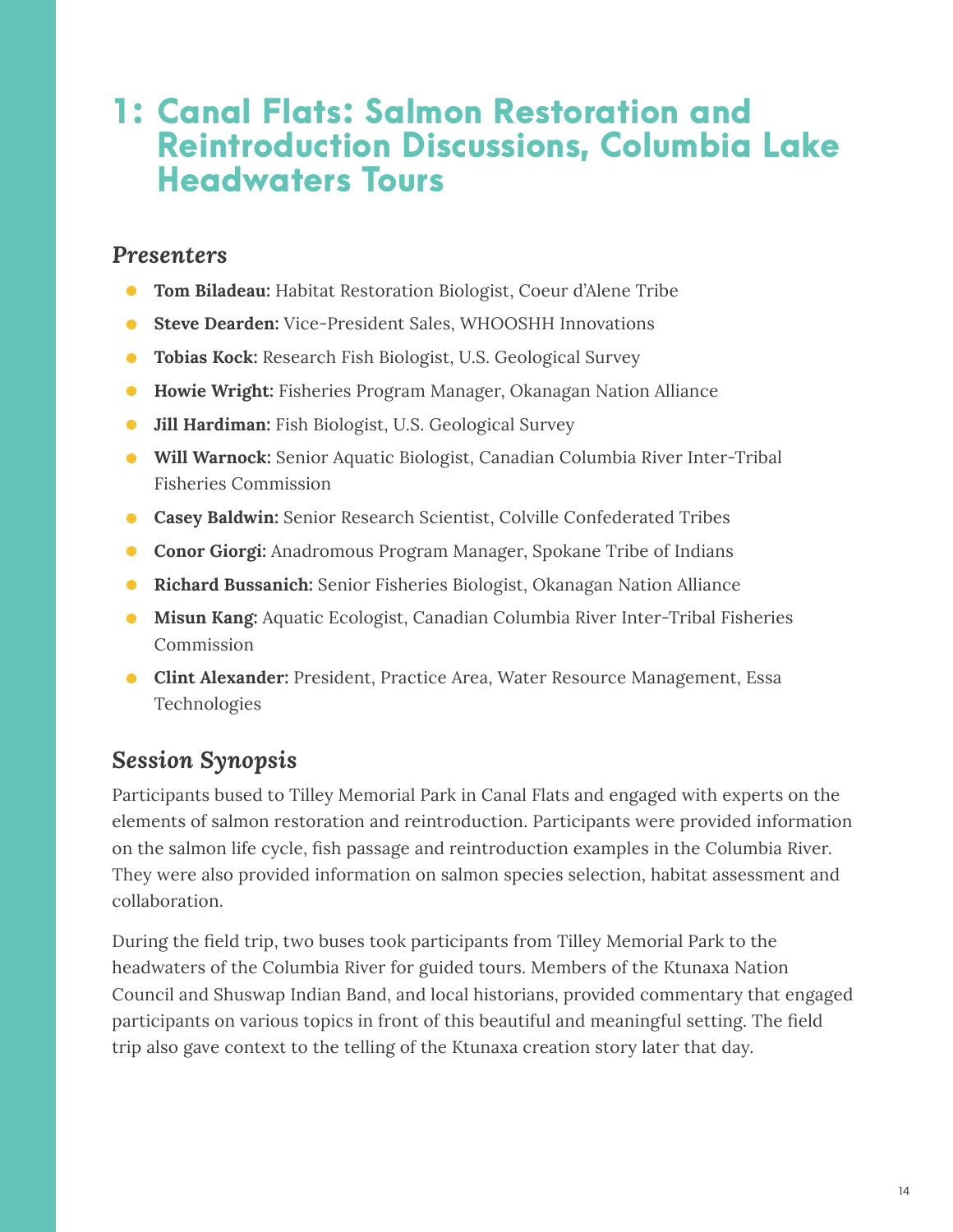# 1: Canal Flats: Salmon Restoration and Reintroduction Discussions, Columbia Lake Headwaters Tours

## *Presenters*

- **Tom Biladeau:** Habitat Restoration Biologist, Coeur d'Alene Tribe
- **Steve Dearden:** Vice-President Sales, WHOOSHH Innovations
- **Tobias Kock:** Research Fish Biologist, U.S. Geological Survey
- **Howie Wright:** Fisheries Program Manager, Okanagan Nation Alliance
- **Jill Hardiman:** Fish Biologist, U.S. Geological Survey
- **Will Warnock:** Senior Aquatic Biologist, Canadian Columbia River Inter-Tribal Fisheries Commission
- **Casey Baldwin:** Senior Research Scientist, Colville Confederated Tribes
- **Conor Giorgi:** Anadromous Program Manager, Spokane Tribe of Indians
- **Richard Bussanich:** Senior Fisheries Biologist, Okanagan Nation Alliance
- **Misun Kang:** Aquatic Ecologist, Canadian Columbia River Inter-Tribal Fisheries Commission
- **Clint Alexander:** President, Practice Area, Water Resource Management, Essa Technologies

## *Session Synopsis*

Participants bused to Tilley Memorial Park in Canal Flats and engaged with experts on the elements of salmon restoration and reintroduction. Participants were provided information on the salmon life cycle, fish passage and reintroduction examples in the Columbia River. They were also provided information on salmon species selection, habitat assessment and collaboration.

During the field trip, two buses took participants from Tilley Memorial Park to the headwaters of the Columbia River for guided tours. Members of the Ktunaxa Nation Council and Shuswap Indian Band, and local historians, provided commentary that engaged participants on various topics in front of this beautiful and meaningful setting. The field trip also gave context to the telling of the Ktunaxa creation story later that day.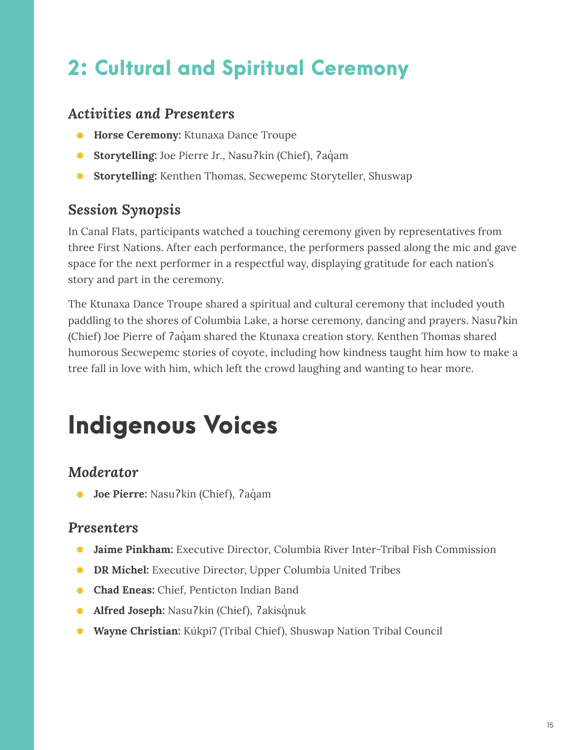## 2: Cultural and Spiritual Ceremony

### *Activities and Presenters*

- **Horse Ceremony:** Ktunaxa Dance Troupe
- **Storytelling:** Joe Pierre Jr., Nasuʔkin (Chief), ʔaq̓am
- **Storytelling:** Kenthen Thomas, Secwepemc Storyteller, Shuswap

### *Session Synopsis*

In Canal Flats, participants watched a touching ceremony given by representatives from three First Nations. After each performance, the performers passed along the mic and gave space for the next performer in a respectful way, displaying gratitude for each nation's story and part in the ceremony.

The Ktunaxa Dance Troupe shared a spiritual and cultural ceremony that included youth paddling to the shores of Columbia Lake, a horse ceremony, dancing and prayers. Nasuʔkin (Chief) Joe Pierre of ʔaq̓am shared the Ktunaxa creation story. Kenthen Thomas shared humorous Secwepemc stories of coyote, including how kindness taught him how to make a tree fall in love with him, which left the crowd laughing and wanting to hear more.

# Indigenous Voices

### *Moderator*

- **Joe Pierre:** Nasuʔkin (Chief), ʔaq̓am

### *Presenters*

- **Jaime Pinkham:** Executive Director, Columbia River Inter-Tribal Fish Commission
- **DR Michel:** Executive Director, Upper Columbia United Tribes
- **Chad Eneas:** Chief, Penticton Indian Band
- **Alfred Joseph:** Nasuʔkin (Chief), ʔakisq̓nuk
- **Wayne Christian:** Kúkpi7 (Tribal Chief), Shuswap Nation Tribal Council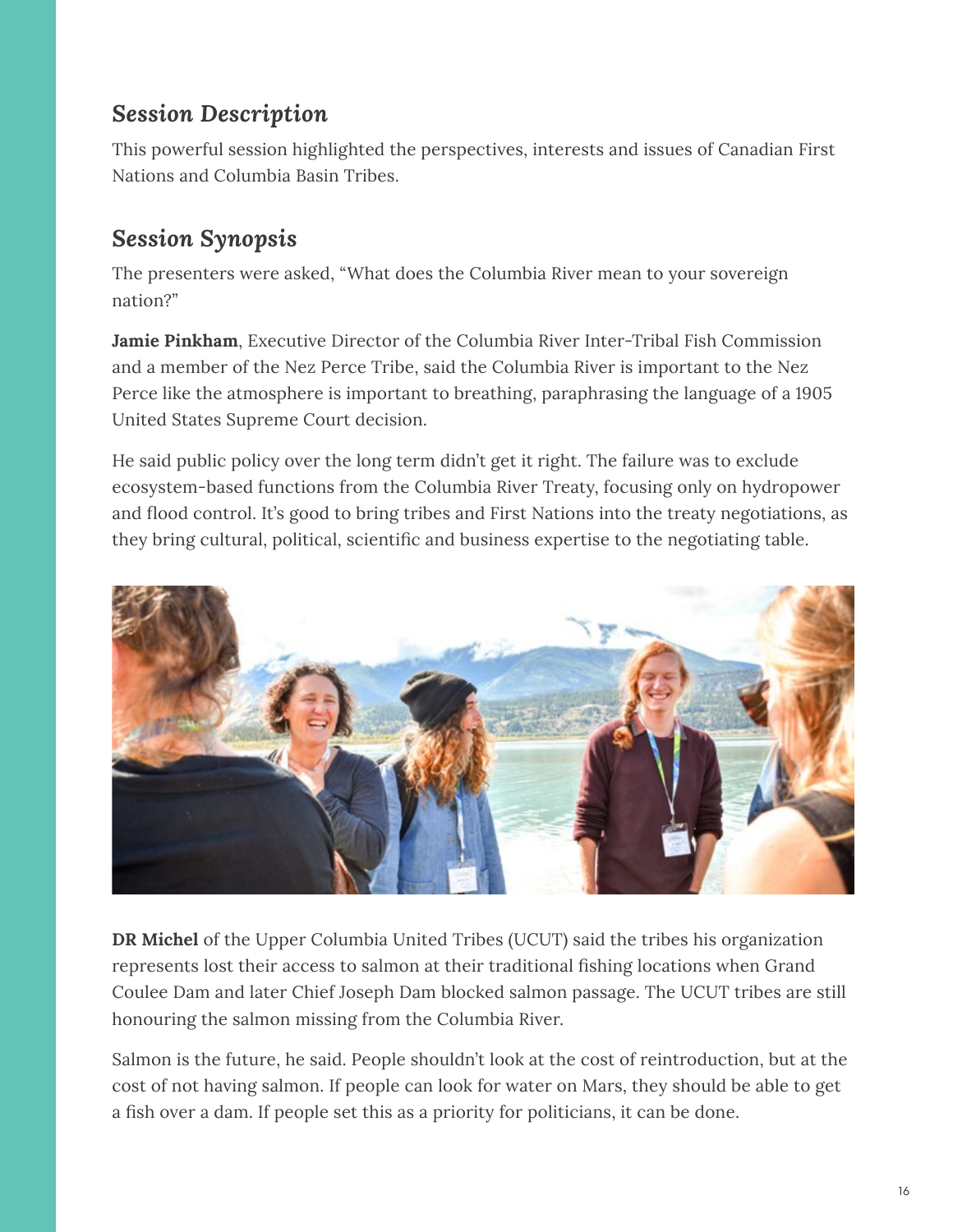## *Session Description*

This powerful session highlighted the perspectives, interests and issues of Canadian First Nations and Columbia Basin Tribes.

## *Session Synopsis*

The presenters were asked, "What does the Columbia River mean to your sovereign nation?"

**Jamie Pinkham**, Executive Director of the Columbia River Inter-Tribal Fish Commission and a member of the Nez Perce Tribe, said the Columbia River is important to the Nez Perce like the atmosphere is important to breathing, paraphrasing the language of a 1905 United States Supreme Court decision.

He said public policy over the long term didn't get it right. The failure was to exclude ecosystem-based functions from the Columbia River Treaty, focusing only on hydropower and flood control. It's good to bring tribes and First Nations into the treaty negotiations, as they bring cultural, political, scientific and business expertise to the negotiating table.

**DR Michel** of the Upper Columbia United Tribes (UCUT) said the tribes his organization represents lost their access to salmon at their traditional fishing locations when Grand Coulee Dam and later Chief Joseph Dam blocked salmon passage. The UCUT tribes are still honouring the salmon missing from the Columbia River.

Salmon is the future, he said. People shouldn't look at the cost of reintroduction, but at the cost of not having salmon. If people can look for water on Mars, they should be able to get a fish over a dam. If people set this as a priority for politicians, it can be done.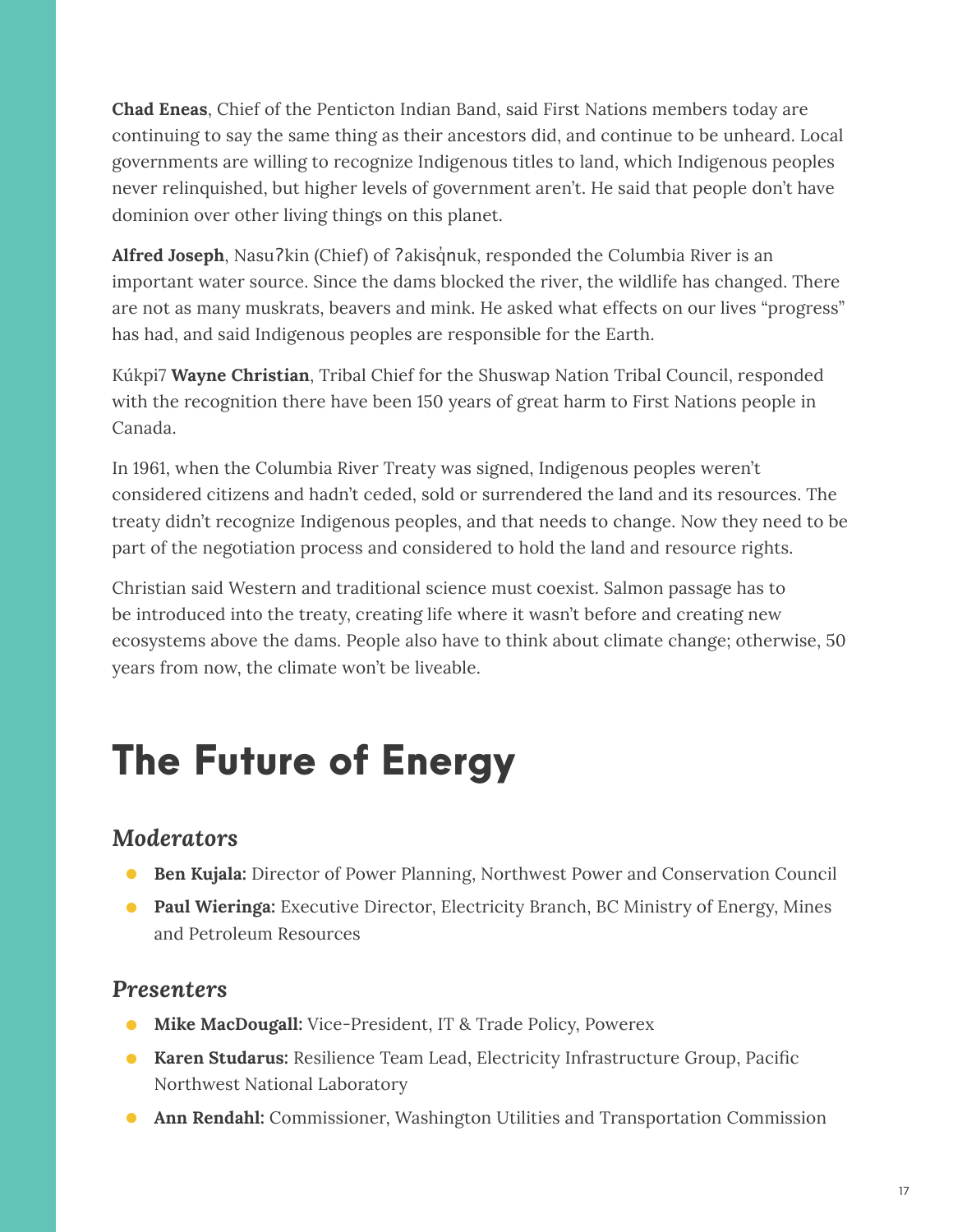**Chad Eneas**, Chief of the Penticton Indian Band, said First Nations members today are continuing to say the same thing as their ancestors did, and continue to be unheard. Local governments are willing to recognize Indigenous titles to land, which Indigenous peoples never relinquished, but higher levels of government aren't. He said that people don't have dominion over other living things on this planet.

**Alfred Joseph**, Nasuʔkin (Chief) of ʔakisq̓ nuk, responded the Columbia River is an important water source. Since the dams blocked the river, the wildlife has changed. There are not as many muskrats, beavers and mink. He asked what effects on our lives "progress" has had, and said Indigenous peoples are responsible for the Earth.

Kúkpi7 **Wayne Christian**, Tribal Chief for the Shuswap Nation Tribal Council, responded with the recognition there have been 150 years of great harm to First Nations people in Canada.

In 1961, when the Columbia River Treaty was signed, Indigenous peoples weren't considered citizens and hadn't ceded, sold or surrendered the land and its resources. The treaty didn't recognize Indigenous peoples, and that needs to change. Now they need to be part of the negotiation process and considered to hold the land and resource rights.

Christian said Western and traditional science must coexist. Salmon passage has to be introduced into the treaty, creating life where it wasn't before and creating new ecosystems above the dams. People also have to think about climate change; otherwise, 50 years from now, the climate won't be liveable.

# The Future of Energy

### *Moderators*

- **Ben Kujala:** Director of Power Planning, Northwest Power and Conservation Council
- **Paul Wieringa:** Executive Director, Electricity Branch, BC Ministry of Energy, Mines and Petroleum Resources

### *Presenters*

- **Mike MacDougall:** Vice-President, IT & Trade Policy, Powerex
- **Karen Studarus:** Resilience Team Lead, Electricity Infrastructure Group, Pacific Northwest National Laboratory
- **Ann Rendahl:** Commissioner, Washington Utilities and Transportation Commission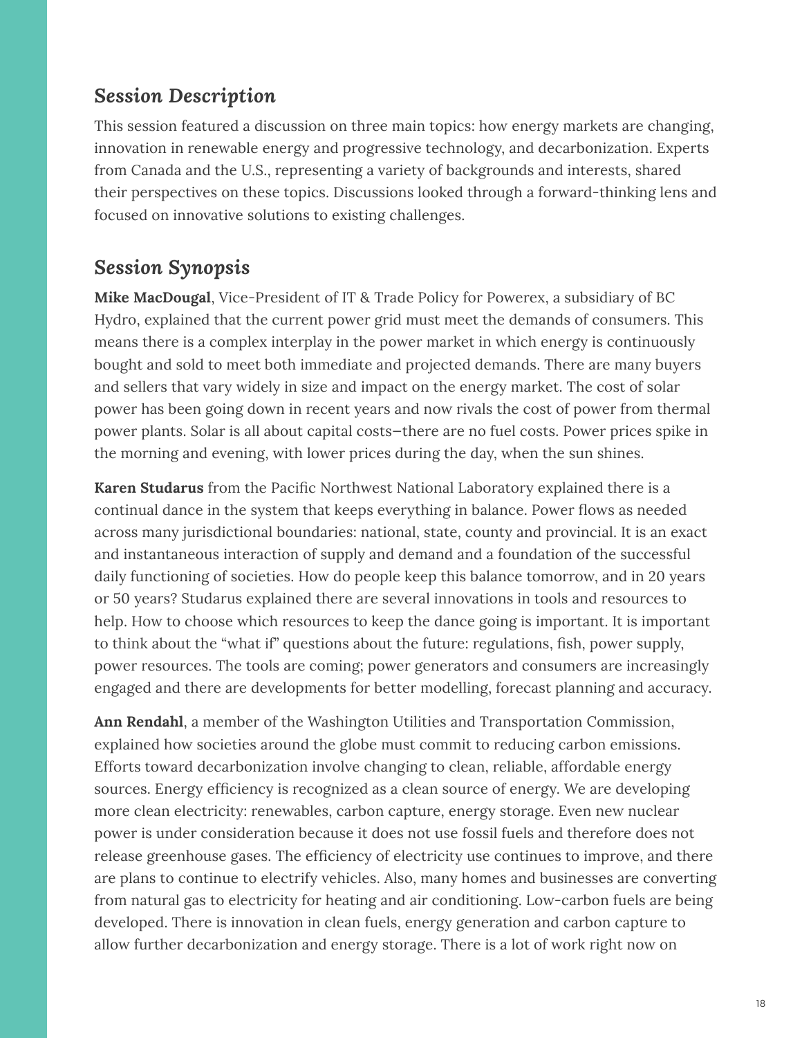## *Session Description*

This session featured a discussion on three main topics: how energy markets are changing, innovation in renewable energy and progressive technology, and decarbonization. Experts from Canada and the U.S., representing a variety of backgrounds and interests, shared their perspectives on these topics. Discussions looked through a forward-thinking lens and focused on innovative solutions to existing challenges.

## *Session Synopsis*

**Mike MacDougal**, Vice-President of IT & Trade Policy for Powerex, a subsidiary of BC Hydro, explained that the current power grid must meet the demands of consumers. This means there is a complex interplay in the power market in which energy is continuously bought and sold to meet both immediate and projected demands. There are many buyers and sellers that vary widely in size and impact on the energy market. The cost of solar power has been going down in recent years and now rivals the cost of power from thermal power plants. Solar is all about capital costs—there are no fuel costs. Power prices spike in the morning and evening, with lower prices during the day, when the sun shines.

**Karen Studarus** from the Pacific Northwest National Laboratory explained there is a continual dance in the system that keeps everything in balance. Power flows as needed across many jurisdictional boundaries: national, state, county and provincial. It is an exact and instantaneous interaction of supply and demand and a foundation of the successful daily functioning of societies. How do people keep this balance tomorrow, and in 20 years or 50 years? Studarus explained there are several innovations in tools and resources to help. How to choose which resources to keep the dance going is important. It is important to think about the "what if" questions about the future: regulations, fish, power supply, power resources. The tools are coming; power generators and consumers are increasingly engaged and there are developments for better modelling, forecast planning and accuracy.

**Ann Rendahl**, a member of the Washington Utilities and Transportation Commission, explained how societies around the globe must commit to reducing carbon emissions. Efforts toward decarbonization involve changing to clean, reliable, affordable energy sources. Energy efficiency is recognized as a clean source of energy. We are developing more clean electricity: renewables, carbon capture, energy storage. Even new nuclear power is under consideration because it does not use fossil fuels and therefore does not release greenhouse gases. The efficiency of electricity use continues to improve, and there are plans to continue to electrify vehicles. Also, many homes and businesses are converting from natural gas to electricity for heating and air conditioning. Low-carbon fuels are being developed. There is innovation in clean fuels, energy generation and carbon capture to allow further decarbonization and energy storage. There is a lot of work right now on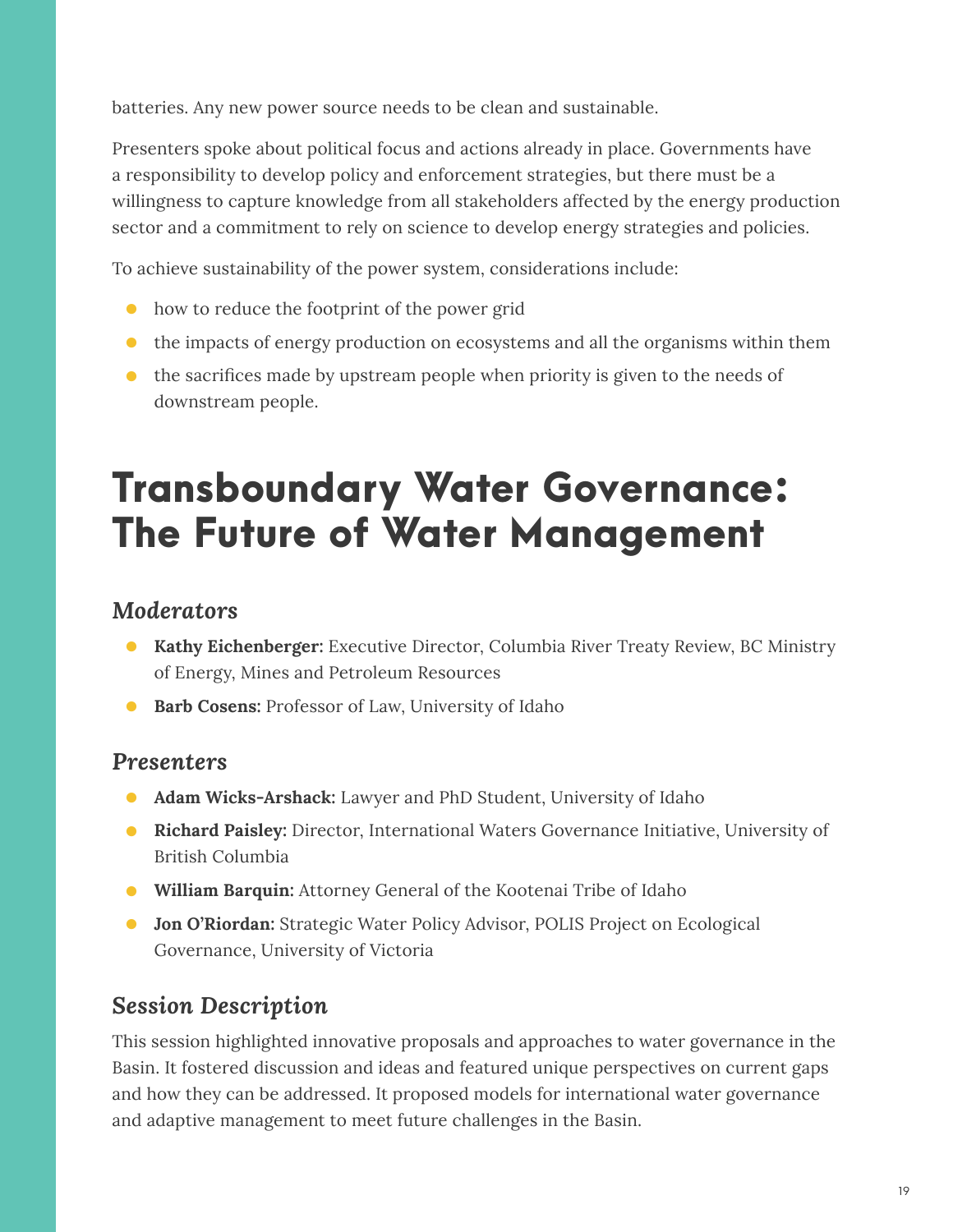batteries. Any new power source needs to be clean and sustainable.

Presenters spoke about political focus and actions already in place. Governments have a responsibility to develop policy and enforcement strategies, but there must be a willingness to capture knowledge from all stakeholders affected by the energy production sector and a commitment to rely on science to develop energy strategies and policies.

To achieve sustainability of the power system, considerations include:

- how to reduce the footprint of the power grid
- the impacts of energy production on ecosystems and all the organisms within them
- the sacrifices made by upstream people when priority is given to the needs of downstream people.

# Transboundary Water Governance: The Future of Water Management

### *Moderators*

- **Kathy Eichenberger:** Executive Director, Columbia River Treaty Review, BC Ministry of Energy, Mines and Petroleum Resources
- **Barb Cosens:** Professor of Law, University of Idaho

### *Presenters*

- **Adam Wicks-Arshack:** Lawyer and PhD Student, University of Idaho
- **Richard Paisley:** Director, International Waters Governance Initiative, University of British Columbia
- **William Barquin:** Attorney General of the Kootenai Tribe of Idaho
- **Jon O'Riordan:** Strategic Water Policy Advisor, POLIS Project on Ecological Governance, University of Victoria

### *Session Description*

This session highlighted innovative proposals and approaches to water governance in the Basin. It fostered discussion and ideas and featured unique perspectives on current gaps and how they can be addressed. It proposed models for international water governance and adaptive management to meet future challenges in the Basin.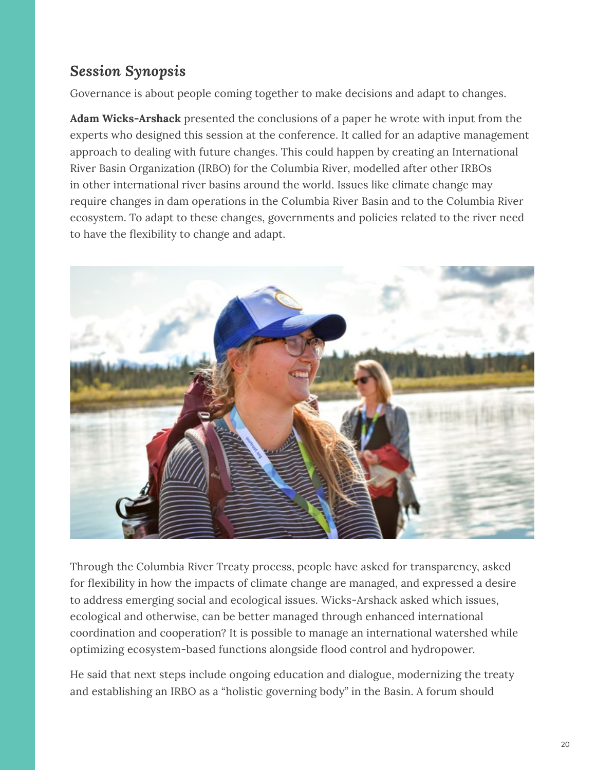## *Session Synopsis*

Governance is about people coming together to make decisions and adapt to changes.

**Adam Wicks-Arshack** presented the conclusions of a paper he wrote with input from the experts who designed this session at the conference. It called for an adaptive management approach to dealing with future changes. This could happen by creating an International River Basin Organization (IRBO) for the Columbia River, modelled after other IRBOs in other international river basins around the world. Issues like climate change may require changes in dam operations in the Columbia River Basin and to the Columbia River ecosystem. To adapt to these changes, governments and policies related to the river need to have the flexibility to change and adapt.

Through the Columbia River Treaty process, people have asked for transparency, asked for flexibility in how the impacts of climate change are managed, and expressed a desire to address emerging social and ecological issues. Wicks-Arshack asked which issues, ecological and otherwise, can be better managed through enhanced international coordination and cooperation? It is possible to manage an international watershed while optimizing ecosystem-based functions alongside flood control and hydropower.

He said that next steps include ongoing education and dialogue, modernizing the treaty and establishing an IRBO as a "holistic governing body" in the Basin. A forum should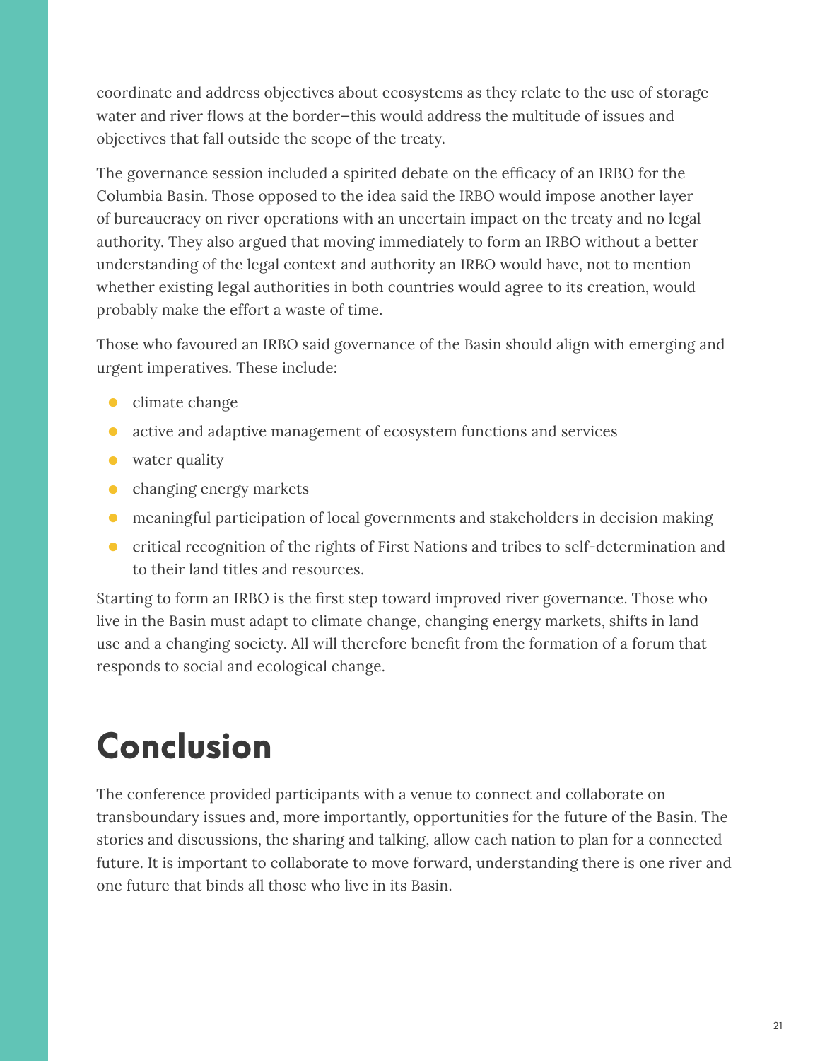coordinate and address objectives about ecosystems as they relate to the use of storage water and river flows at the border—this would address the multitude of issues and objectives that fall outside the scope of the treaty.

The governance session included a spirited debate on the efficacy of an IRBO for the Columbia Basin. Those opposed to the idea said the IRBO would impose another layer of bureaucracy on river operations with an uncertain impact on the treaty and no legal authority. They also argued that moving immediately to form an IRBO without a better understanding of the legal context and authority an IRBO would have, not to mention whether existing legal authorities in both countries would agree to its creation, would probably make the effort a waste of time.

Those who favoured an IRBO said governance of the Basin should align with emerging and urgent imperatives. These include:

- climate change
- active and adaptive management of ecosystem functions and services
- water quality
- changing energy markets
- meaningful participation of local governments and stakeholders in decision making
- critical recognition of the rights of First Nations and tribes to self-determination and to their land titles and resources.

Starting to form an IRBO is the first step toward improved river governance. Those who live in the Basin must adapt to climate change, changing energy markets, shifts in land use and a changing society. All will therefore benefit from the formation of a forum that responds to social and ecological change.

# Conclusion

The conference provided participants with a venue to connect and collaborate on transboundary issues and, more importantly, opportunities for the future of the Basin. The stories and discussions, the sharing and talking, allow each nation to plan for a connected future. It is important to collaborate to move forward, understanding there is one river and one future that binds all those who live in its Basin.